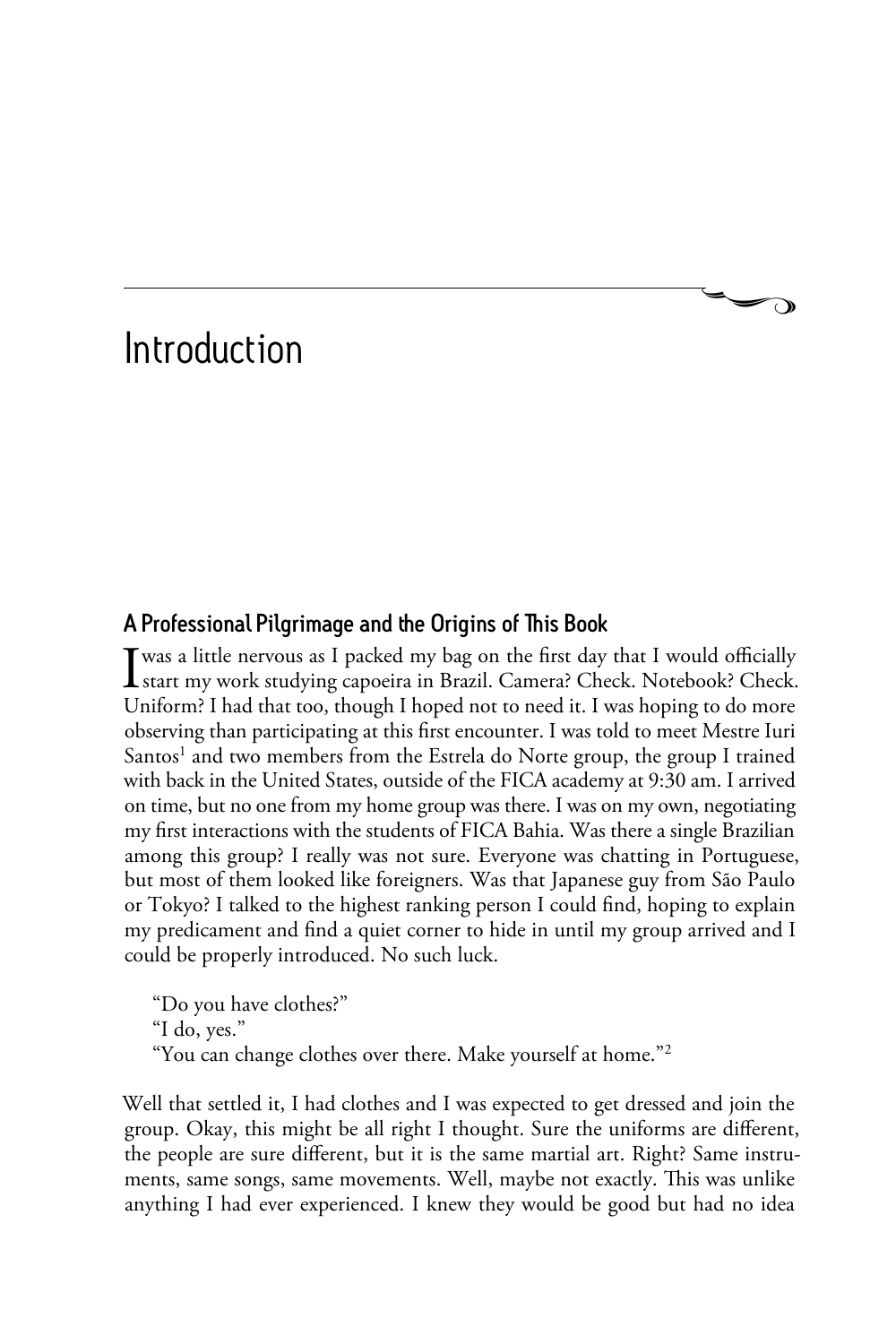# Introduction

## A Professional Pilgrimage and the Origins of This Book

I was a little nervous as I packed my bag on the first day that I would officially start my work studying capoeira in Brazil. Camera? Check. Notebook? Check. Uniform? I had that too, though I hoped not to need it. I was hoping to do more observing than participating at this first encounter. I was told to meet Mestre Iuri Santos[1] and two members from the Estrela do Norte group, the group I trained with back in the United States, outside of the FICA academy at 9:30 am. I arrived on time, but no one from my home group was there. I was on my own, negotiating my first interactions with the students of FICA Bahia. Was there a single Brazilian among this group? I really was not sure. Everyone was chatting in Portuguese, but most of them looked like foreigners. Was that Japanese guy from São Paulo or Tokyo? I talked to the highest ranking person I could find, hoping to explain my predicament and find a quiet corner to hide in until my group arrived and I could be properly introduced. No such luck.

> "Do you have clothes?"
>
> "I do, yes."
>
> "You can change clothes over there. Make yourself at home."[2]

Well that settled it, I had clothes and I was expected to get dressed and join the group. Okay, this might be all right I thought. Sure the uniforms are different, the people are sure different, but it is the same martial art. Right? Same instruments, same songs, same movements. Well, maybe not exactly. This was unlike anything I had ever experienced. I knew they would be good but had no idea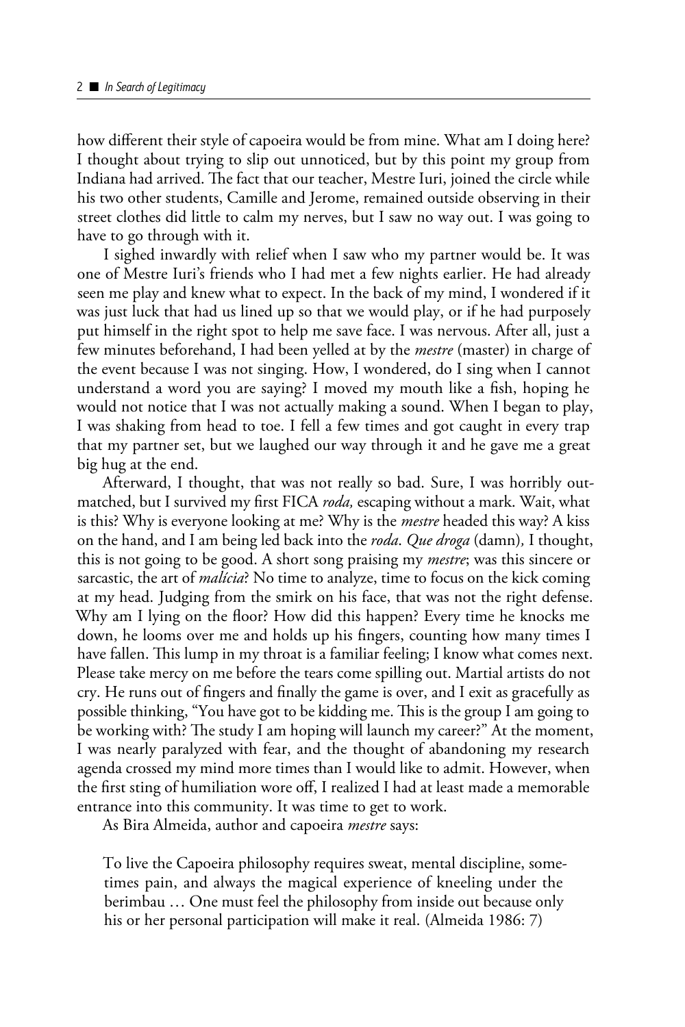how different their style of capoeira would be from mine. What am I doing here? I thought about trying to slip out unnoticed, but by this point my group from Indiana had arrived. The fact that our teacher, Mestre Iuri, joined the circle while his two other students, Camille and Jerome, remained outside observing in their street clothes did little to calm my nerves, but I saw no way out. I was going to have to go through with it.

I sighed inwardly with relief when I saw who my partner would be. It was one of Mestre Iuri's friends who I had met a few nights earlier. He had already seen me play and knew what to expect. In the back of my mind, I wondered if it was just luck that had us lined up so that we would play, or if he had purposely put himself in the right spot to help me save face. I was nervous. After all, just a few minutes beforehand, I had been yelled at by the *mestre* (master) in charge of the event because I was not singing. How, I wondered, do I sing when I cannot understand a word you are saying? I moved my mouth like a fish, hoping he would not notice that I was not actually making a sound. When I began to play, I was shaking from head to toe. I fell a few times and got caught in every trap that my partner set, but we laughed our way through it and he gave me a great big hug at the end.

Afterward, I thought, that was not really so bad. Sure, I was horribly outmatched, but I survived my first FICA *roda,* escaping without a mark. Wait, what is this? Why is everyone looking at me? Why is the *mestre* headed this way? A kiss on the hand, and I am being led back into the *roda*. *Que droga* (damn)*,* I thought, this is not going to be good. A short song praising my *mestre*; was this sincere or sarcastic, the art of *malícia*? No time to analyze, time to focus on the kick coming at my head. Judging from the smirk on his face, that was not the right defense. Why am I lying on the floor? How did this happen? Every time he knocks me down, he looms over me and holds up his fingers, counting how many times I have fallen. This lump in my throat is a familiar feeling; I know what comes next. Please take mercy on me before the tears come spilling out. Martial artists do not cry. He runs out of fingers and finally the game is over, and I exit as gracefully as possible thinking, "You have got to be kidding me. This is the group I am going to be working with? The study I am hoping will launch my career?" At the moment, I was nearly paralyzed with fear, and the thought of abandoning my research agenda crossed my mind more times than I would like to admit. However, when the first sting of humiliation wore off, I realized I had at least made a memorable entrance into this community. It was time to get to work.

As Bira Almeida, author and capoeira *mestre* says:

> To live the Capoeira philosophy requires sweat, mental discipline, sometimes pain, and always the magical experience of kneeling under the berimbau … One must feel the philosophy from inside out because only his or her personal participation will make it real. (Almeida 1986: 7)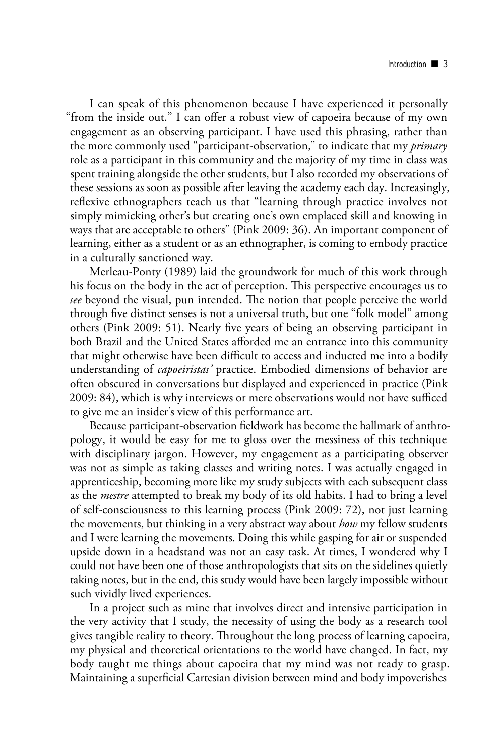I can speak of this phenomenon because I have experienced it personally "from the inside out." I can offer a robust view of capoeira because of my own engagement as an observing participant. I have used this phrasing, rather than the more commonly used "participant-observation," to indicate that my *primary* role as a participant in this community and the majority of my time in class was spent training alongside the other students, but I also recorded my observations of these sessions as soon as possible after leaving the academy each day. Increasingly, reflexive ethnographers teach us that "learning through practice involves not simply mimicking other's but creating one's own emplaced skill and knowing in ways that are acceptable to others" (Pink 2009: 36). An important component of learning, either as a student or as an ethnographer, is coming to embody practice in a culturally sanctioned way.

Merleau-Ponty (1989) laid the groundwork for much of this work through his focus on the body in the act of perception. This perspective encourages us to *see* beyond the visual, pun intended. The notion that people perceive the world through five distinct senses is not a universal truth, but one "folk model" among others (Pink 2009: 51). Nearly five years of being an observing participant in both Brazil and the United States afforded me an entrance into this community that might otherwise have been difficult to access and inducted me into a bodily understanding of *capoeiristas'* practice. Embodied dimensions of behavior are often obscured in conversations but displayed and experienced in practice (Pink 2009: 84), which is why interviews or mere observations would not have sufficed to give me an insider's view of this performance art.

Because participant-observation fieldwork has become the hallmark of anthropology, it would be easy for me to gloss over the messiness of this technique with disciplinary jargon. However, my engagement as a participating observer was not as simple as taking classes and writing notes. I was actually engaged in apprenticeship, becoming more like my study subjects with each subsequent class as the *mestre* attempted to break my body of its old habits. I had to bring a level of self-consciousness to this learning process (Pink 2009: 72), not just learning the movements, but thinking in a very abstract way about *how* my fellow students and I were learning the movements. Doing this while gasping for air or suspended upside down in a headstand was not an easy task. At times, I wondered why I could not have been one of those anthropologists that sits on the sidelines quietly taking notes, but in the end, this study would have been largely impossible without such vividly lived experiences.

In a project such as mine that involves direct and intensive participation in the very activity that I study, the necessity of using the body as a research tool gives tangible reality to theory. Throughout the long process of learning capoeira, my physical and theoretical orientations to the world have changed. In fact, my body taught me things about capoeira that my mind was not ready to grasp. Maintaining a superficial Cartesian division between mind and body impoverishes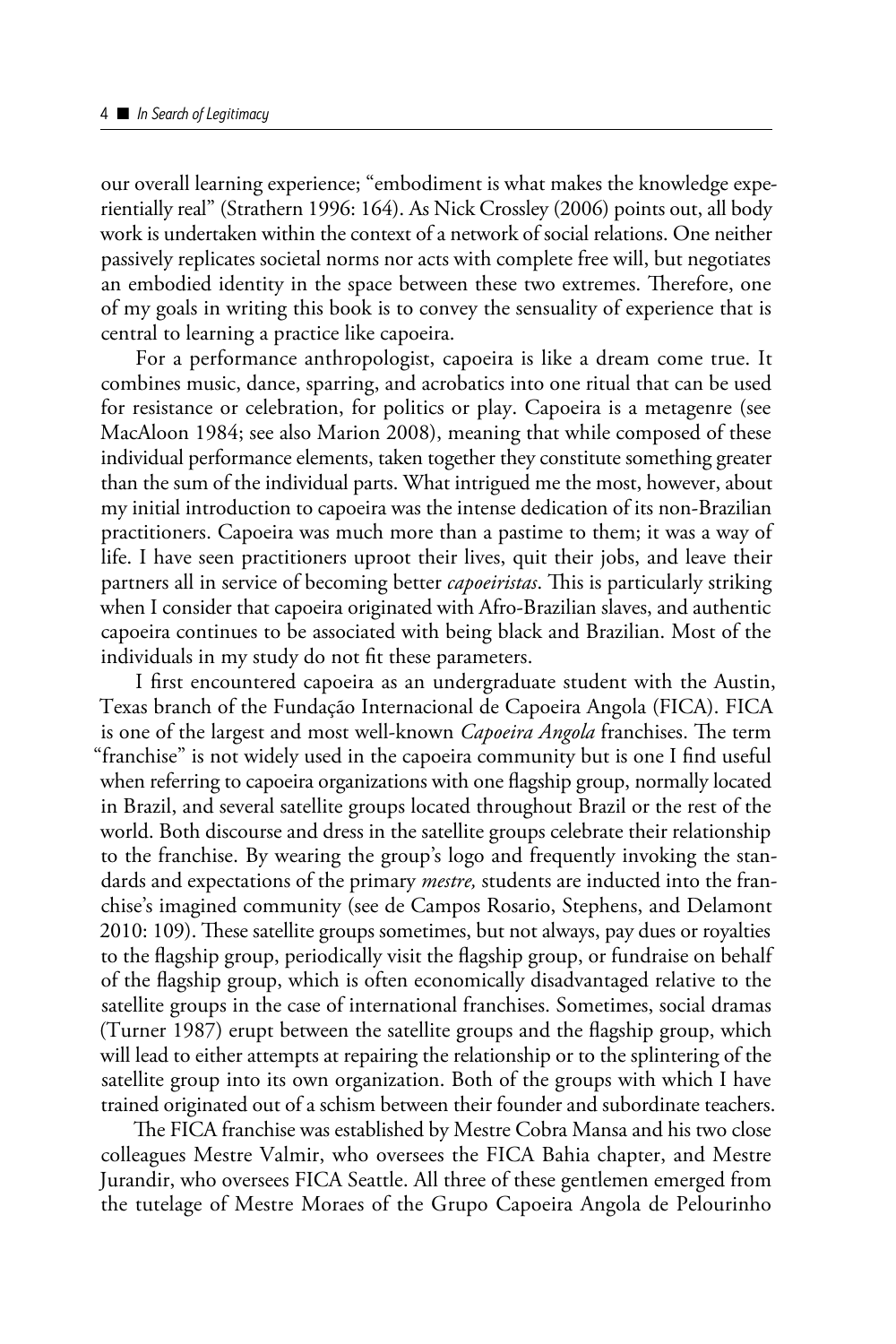our overall learning experience; "embodiment is what makes the knowledge experientially real" (Strathern 1996: 164). As Nick Crossley (2006) points out, all body work is undertaken within the context of a network of social relations. One neither passively replicates societal norms nor acts with complete free will, but negotiates an embodied identity in the space between these two extremes. Therefore, one of my goals in writing this book is to convey the sensuality of experience that is central to learning a practice like capoeira.

For a performance anthropologist, capoeira is like a dream come true. It combines music, dance, sparring, and acrobatics into one ritual that can be used for resistance or celebration, for politics or play. Capoeira is a metagenre (see MacAloon 1984; see also Marion 2008), meaning that while composed of these individual performance elements, taken together they constitute something greater than the sum of the individual parts. What intrigued me the most, however, about my initial introduction to capoeira was the intense dedication of its non-Brazilian practitioners. Capoeira was much more than a pastime to them; it was a way of life. I have seen practitioners uproot their lives, quit their jobs, and leave their partners all in service of becoming better *capoeiristas*. This is particularly striking when I consider that capoeira originated with Afro-Brazilian slaves, and authentic capoeira continues to be associated with being black and Brazilian. Most of the individuals in my study do not fit these parameters.

I first encountered capoeira as an undergraduate student with the Austin, Texas branch of the Fundação Internacional de Capoeira Angola (FICA). FICA is one of the largest and most well-known *Capoeira Angola* franchises. The term "franchise" is not widely used in the capoeira community but is one I find useful when referring to capoeira organizations with one flagship group, normally located in Brazil, and several satellite groups located throughout Brazil or the rest of the world. Both discourse and dress in the satellite groups celebrate their relationship to the franchise. By wearing the group's logo and frequently invoking the standards and expectations of the primary *mestre,* students are inducted into the franchise's imagined community (see de Campos Rosario, Stephens, and Delamont 2010: 109). These satellite groups sometimes, but not always, pay dues or royalties to the flagship group, periodically visit the flagship group, or fundraise on behalf of the flagship group, which is often economically disadvantaged relative to the satellite groups in the case of international franchises. Sometimes, social dramas (Turner 1987) erupt between the satellite groups and the flagship group, which will lead to either attempts at repairing the relationship or to the splintering of the satellite group into its own organization. Both of the groups with which I have trained originated out of a schism between their founder and subordinate teachers.

The FICA franchise was established by Mestre Cobra Mansa and his two close colleagues Mestre Valmir, who oversees the FICA Bahia chapter, and Mestre Jurandir, who oversees FICA Seattle. All three of these gentlemen emerged from the tutelage of Mestre Moraes of the Grupo Capoeira Angola de Pelourinho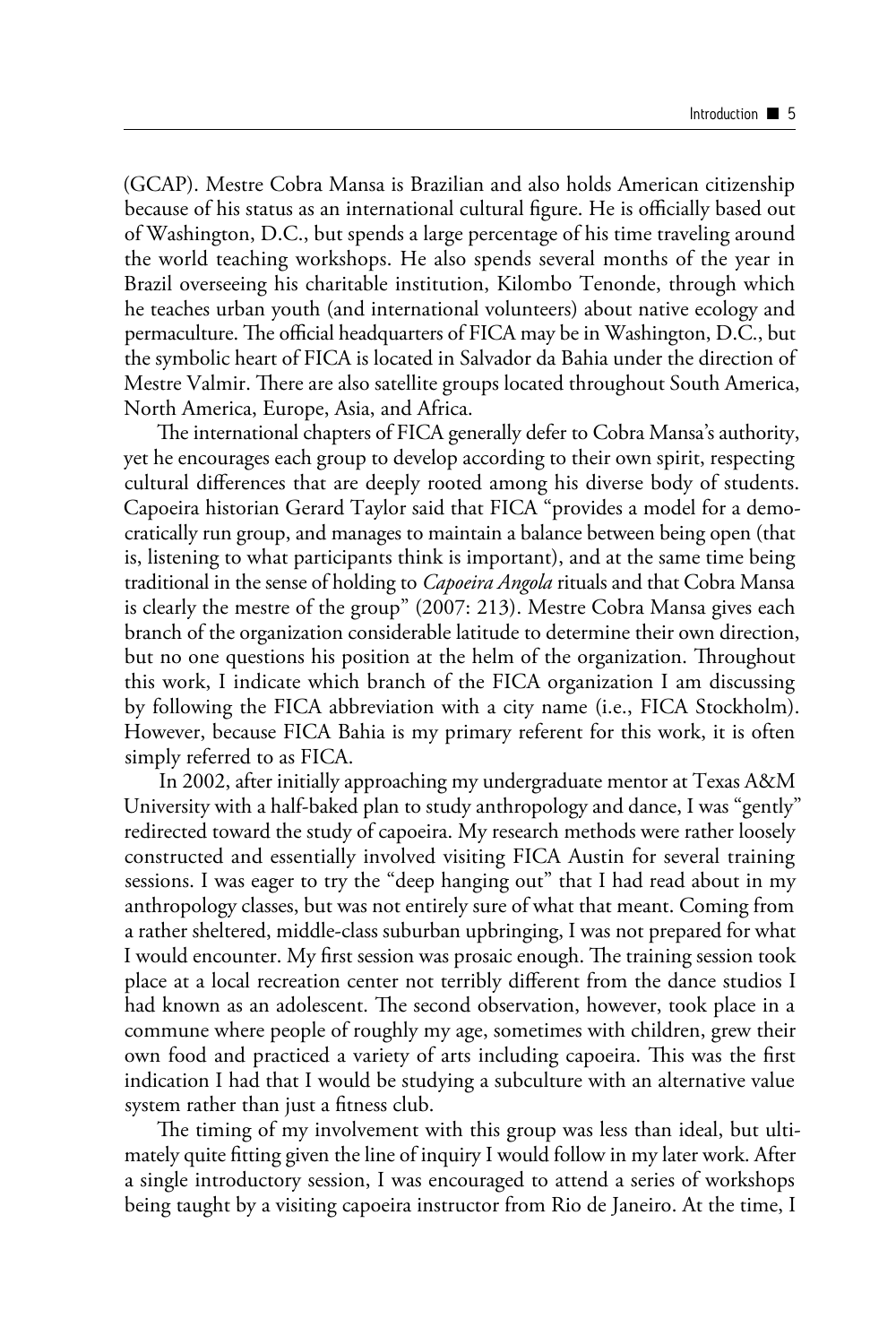(GCAP). Mestre Cobra Mansa is Brazilian and also holds American citizenship because of his status as an international cultural figure. He is officially based out of Washington, D.C., but spends a large percentage of his time traveling around the world teaching workshops. He also spends several months of the year in Brazil overseeing his charitable institution, Kilombo Tenonde, through which he teaches urban youth (and international volunteers) about native ecology and permaculture. The official headquarters of FICA may be in Washington, D.C., but the symbolic heart of FICA is located in Salvador da Bahia under the direction of Mestre Valmir. There are also satellite groups located throughout South America, North America, Europe, Asia, and Africa.

The international chapters of FICA generally defer to Cobra Mansa's authority, yet he encourages each group to develop according to their own spirit, respecting cultural differences that are deeply rooted among his diverse body of students. Capoeira historian Gerard Taylor said that FICA "provides a model for a democratically run group, and manages to maintain a balance between being open (that is, listening to what participants think is important), and at the same time being traditional in the sense of holding to *Capoeira Angola* rituals and that Cobra Mansa is clearly the mestre of the group" (2007: 213). Mestre Cobra Mansa gives each branch of the organization considerable latitude to determine their own direction, but no one questions his position at the helm of the organization. Throughout this work, I indicate which branch of the FICA organization I am discussing by following the FICA abbreviation with a city name (i.e., FICA Stockholm). However, because FICA Bahia is my primary referent for this work, it is often simply referred to as FICA.

In 2002, after initially approaching my undergraduate mentor at Texas A&M University with a half-baked plan to study anthropology and dance, I was "gently" redirected toward the study of capoeira. My research methods were rather loosely constructed and essentially involved visiting FICA Austin for several training sessions. I was eager to try the "deep hanging out" that I had read about in my anthropology classes, but was not entirely sure of what that meant. Coming from a rather sheltered, middle-class suburban upbringing, I was not prepared for what I would encounter. My first session was prosaic enough. The training session took place at a local recreation center not terribly different from the dance studios I had known as an adolescent. The second observation, however, took place in a commune where people of roughly my age, sometimes with children, grew their own food and practiced a variety of arts including capoeira. This was the first indication I had that I would be studying a subculture with an alternative value system rather than just a fitness club.

The timing of my involvement with this group was less than ideal, but ultimately quite fitting given the line of inquiry I would follow in my later work. After a single introductory session, I was encouraged to attend a series of workshops being taught by a visiting capoeira instructor from Rio de Janeiro. At the time, I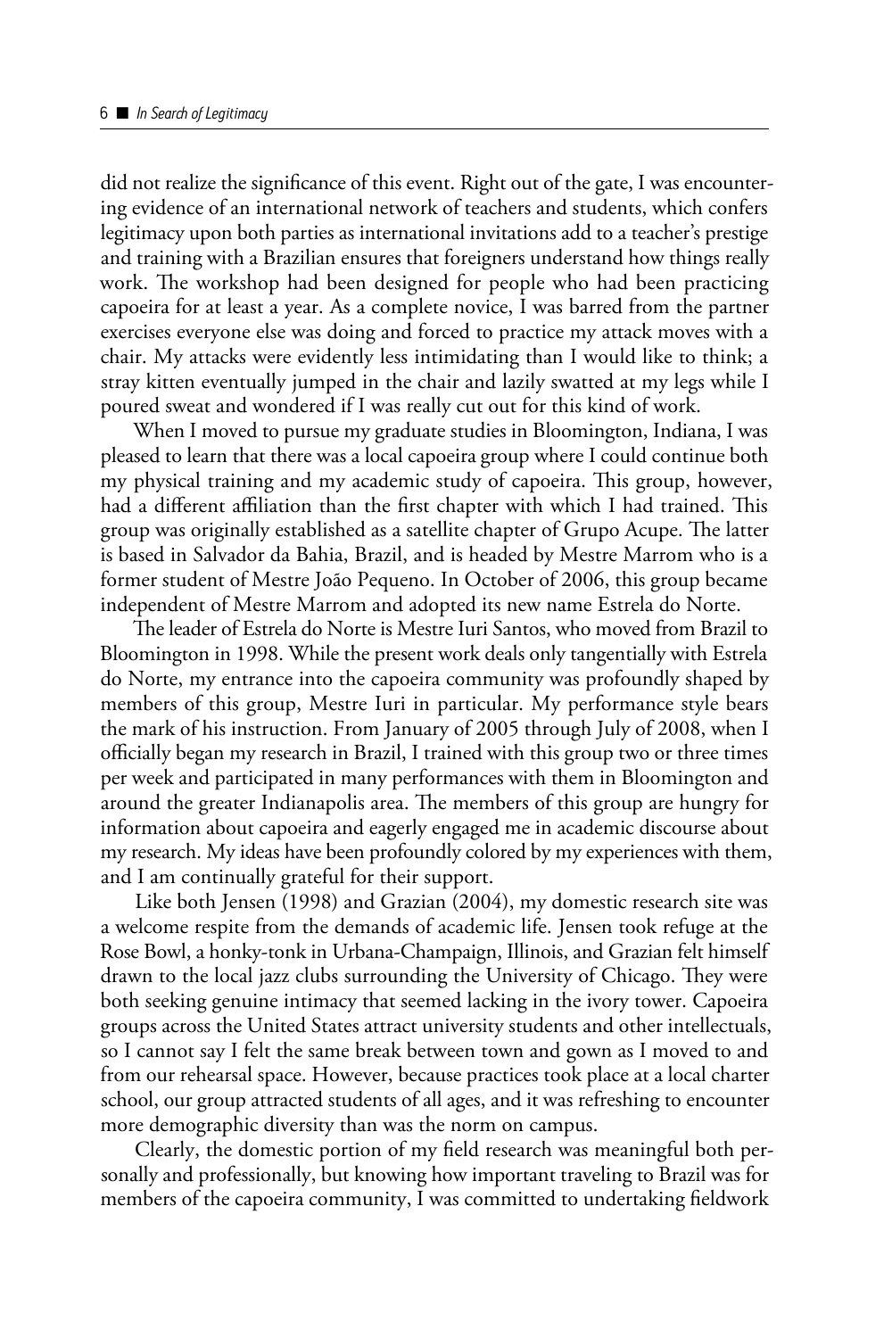did not realize the significance of this event. Right out of the gate, I was encountering evidence of an international network of teachers and students, which confers legitimacy upon both parties as international invitations add to a teacher's prestige and training with a Brazilian ensures that foreigners understand how things really work. The workshop had been designed for people who had been practicing capoeira for at least a year. As a complete novice, I was barred from the partner exercises everyone else was doing and forced to practice my attack moves with a chair. My attacks were evidently less intimidating than I would like to think; a stray kitten eventually jumped in the chair and lazily swatted at my legs while I poured sweat and wondered if I was really cut out for this kind of work.

When I moved to pursue my graduate studies in Bloomington, Indiana, I was pleased to learn that there was a local capoeira group where I could continue both my physical training and my academic study of capoeira. This group, however, had a different affiliation than the first chapter with which I had trained. This group was originally established as a satellite chapter of Grupo Acupe. The latter is based in Salvador da Bahia, Brazil, and is headed by Mestre Marrom who is a former student of Mestre João Pequeno. In October of 2006, this group became independent of Mestre Marrom and adopted its new name Estrela do Norte.

The leader of Estrela do Norte is Mestre Iuri Santos, who moved from Brazil to Bloomington in 1998. While the present work deals only tangentially with Estrela do Norte, my entrance into the capoeira community was profoundly shaped by members of this group, Mestre Iuri in particular. My performance style bears the mark of his instruction. From January of 2005 through July of 2008, when I officially began my research in Brazil, I trained with this group two or three times per week and participated in many performances with them in Bloomington and around the greater Indianapolis area. The members of this group are hungry for information about capoeira and eagerly engaged me in academic discourse about my research. My ideas have been profoundly colored by my experiences with them, and I am continually grateful for their support.

Like both Jensen (1998) and Grazian (2004), my domestic research site was a welcome respite from the demands of academic life. Jensen took refuge at the Rose Bowl, a honky-tonk in Urbana-Champaign, Illinois, and Grazian felt himself drawn to the local jazz clubs surrounding the University of Chicago. They were both seeking genuine intimacy that seemed lacking in the ivory tower. Capoeira groups across the United States attract university students and other intellectuals, so I cannot say I felt the same break between town and gown as I moved to and from our rehearsal space. However, because practices took place at a local charter school, our group attracted students of all ages, and it was refreshing to encounter more demographic diversity than was the norm on campus.

Clearly, the domestic portion of my field research was meaningful both personally and professionally, but knowing how important traveling to Brazil was for members of the capoeira community, I was committed to undertaking fieldwork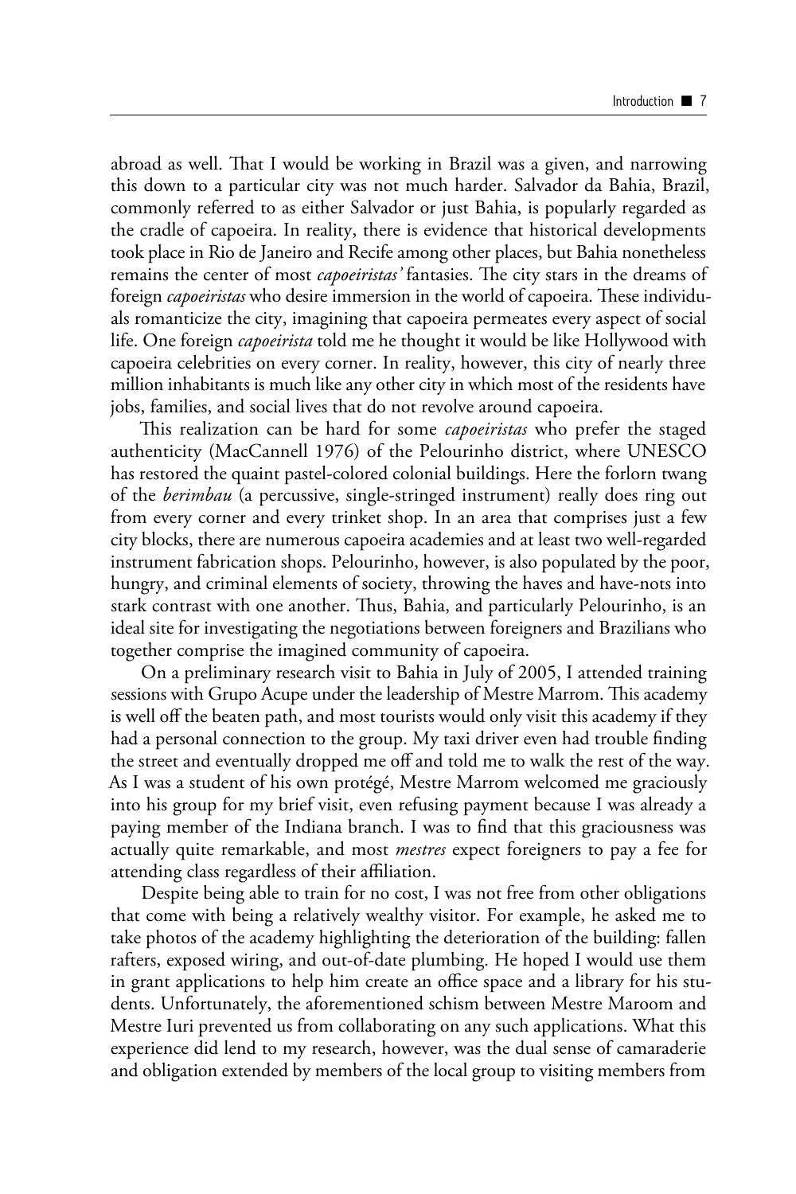abroad as well. That I would be working in Brazil was a given, and narrowing this down to a particular city was not much harder. Salvador da Bahia, Brazil, commonly referred to as either Salvador or just Bahia, is popularly regarded as the cradle of capoeira. In reality, there is evidence that historical developments took place in Rio de Janeiro and Recife among other places, but Bahia nonetheless remains the center of most *capoeiristas'* fantasies. The city stars in the dreams of foreign *capoeiristas* who desire immersion in the world of capoeira. These individuals romanticize the city, imagining that capoeira permeates every aspect of social life. One foreign *capoeirista* told me he thought it would be like Hollywood with capoeira celebrities on every corner. In reality, however, this city of nearly three million inhabitants is much like any other city in which most of the residents have jobs, families, and social lives that do not revolve around capoeira.

This realization can be hard for some *capoeiristas* who prefer the staged authenticity (MacCannell 1976) of the Pelourinho district, where UNESCO has restored the quaint pastel-colored colonial buildings. Here the forlorn twang of the *berimbau* (a percussive, single-stringed instrument) really does ring out from every corner and every trinket shop. In an area that comprises just a few city blocks, there are numerous capoeira academies and at least two well-regarded instrument fabrication shops. Pelourinho, however, is also populated by the poor, hungry, and criminal elements of society, throwing the haves and have-nots into stark contrast with one another. Thus, Bahia, and particularly Pelourinho, is an ideal site for investigating the negotiations between foreigners and Brazilians who together comprise the imagined community of capoeira.

On a preliminary research visit to Bahia in July of 2005, I attended training sessions with Grupo Acupe under the leadership of Mestre Marrom. This academy is well off the beaten path, and most tourists would only visit this academy if they had a personal connection to the group. My taxi driver even had trouble finding the street and eventually dropped me off and told me to walk the rest of the way. As I was a student of his own protégé, Mestre Marrom welcomed me graciously into his group for my brief visit, even refusing payment because I was already a paying member of the Indiana branch. I was to find that this graciousness was actually quite remarkable, and most *mestres* expect foreigners to pay a fee for attending class regardless of their affiliation.

Despite being able to train for no cost, I was not free from other obligations that come with being a relatively wealthy visitor. For example, he asked me to take photos of the academy highlighting the deterioration of the building: fallen rafters, exposed wiring, and out-of-date plumbing. He hoped I would use them in grant applications to help him create an office space and a library for his students. Unfortunately, the aforementioned schism between Mestre Maroom and Mestre Iuri prevented us from collaborating on any such applications. What this experience did lend to my research, however, was the dual sense of camaraderie and obligation extended by members of the local group to visiting members from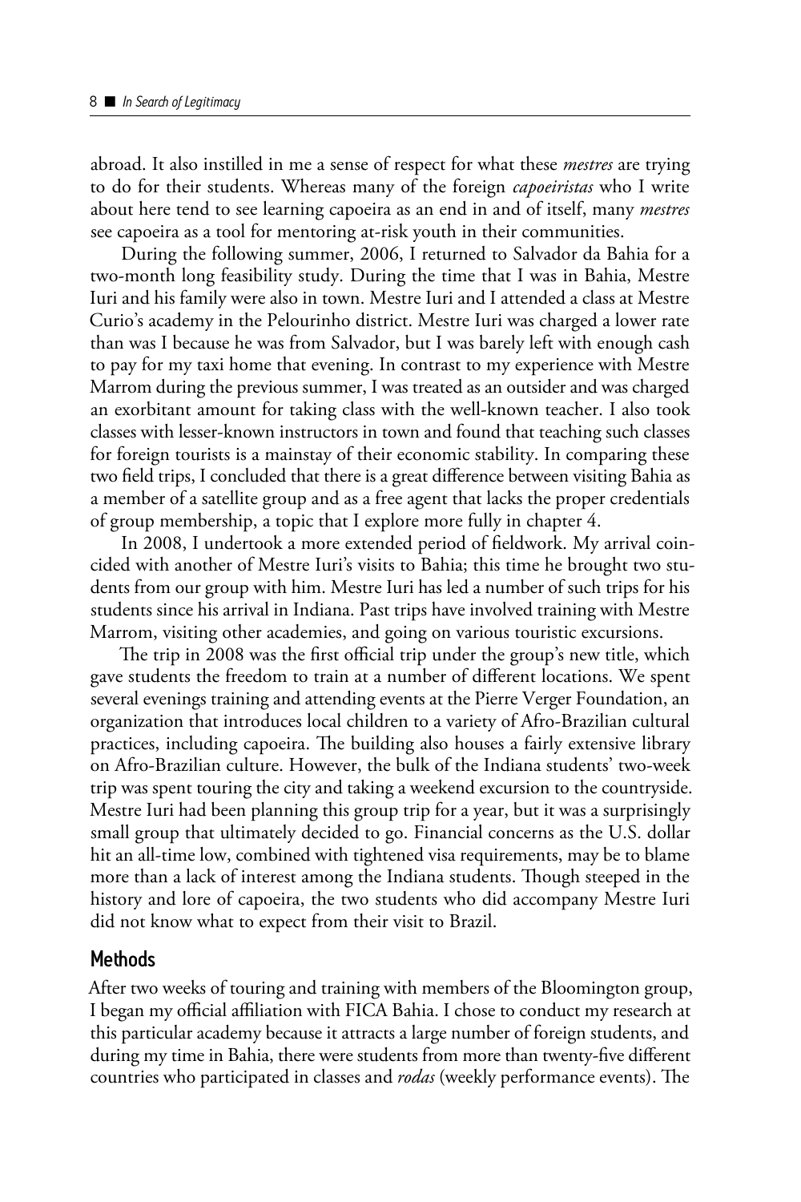abroad. It also instilled in me a sense of respect for what these *mestres* are trying to do for their students. Whereas many of the foreign *capoeiristas* who I write about here tend to see learning capoeira as an end in and of itself, many *mestres* see capoeira as a tool for mentoring at-risk youth in their communities.

During the following summer, 2006, I returned to Salvador da Bahia for a two-month long feasibility study. During the time that I was in Bahia, Mestre Iuri and his family were also in town. Mestre Iuri and I attended a class at Mestre Curio's academy in the Pelourinho district. Mestre Iuri was charged a lower rate than was I because he was from Salvador, but I was barely left with enough cash to pay for my taxi home that evening. In contrast to my experience with Mestre Marrom during the previous summer, I was treated as an outsider and was charged an exorbitant amount for taking class with the well-known teacher. I also took classes with lesser-known instructors in town and found that teaching such classes for foreign tourists is a mainstay of their economic stability. In comparing these two field trips, I concluded that there is a great difference between visiting Bahia as a member of a satellite group and as a free agent that lacks the proper credentials of group membership, a topic that I explore more fully in chapter 4.

In 2008, I undertook a more extended period of fieldwork. My arrival coincided with another of Mestre Iuri's visits to Bahia; this time he brought two students from our group with him. Mestre Iuri has led a number of such trips for his students since his arrival in Indiana. Past trips have involved training with Mestre Marrom, visiting other academies, and going on various touristic excursions.

The trip in 2008 was the first official trip under the group's new title, which gave students the freedom to train at a number of different locations. We spent several evenings training and attending events at the Pierre Verger Foundation, an organization that introduces local children to a variety of Afro-Brazilian cultural practices, including capoeira. The building also houses a fairly extensive library on Afro-Brazilian culture. However, the bulk of the Indiana students' two-week trip was spent touring the city and taking a weekend excursion to the countryside. Mestre Iuri had been planning this group trip for a year, but it was a surprisingly small group that ultimately decided to go. Financial concerns as the U.S. dollar hit an all-time low, combined with tightened visa requirements, may be to blame more than a lack of interest among the Indiana students. Though steeped in the history and lore of capoeira, the two students who did accompany Mestre Iuri did not know what to expect from their visit to Brazil.

## Methods

After two weeks of touring and training with members of the Bloomington group, I began my official affiliation with FICA Bahia. I chose to conduct my research at this particular academy because it attracts a large number of foreign students, and during my time in Bahia, there were students from more than twenty-five different countries who participated in classes and *rodas* (weekly performance events). The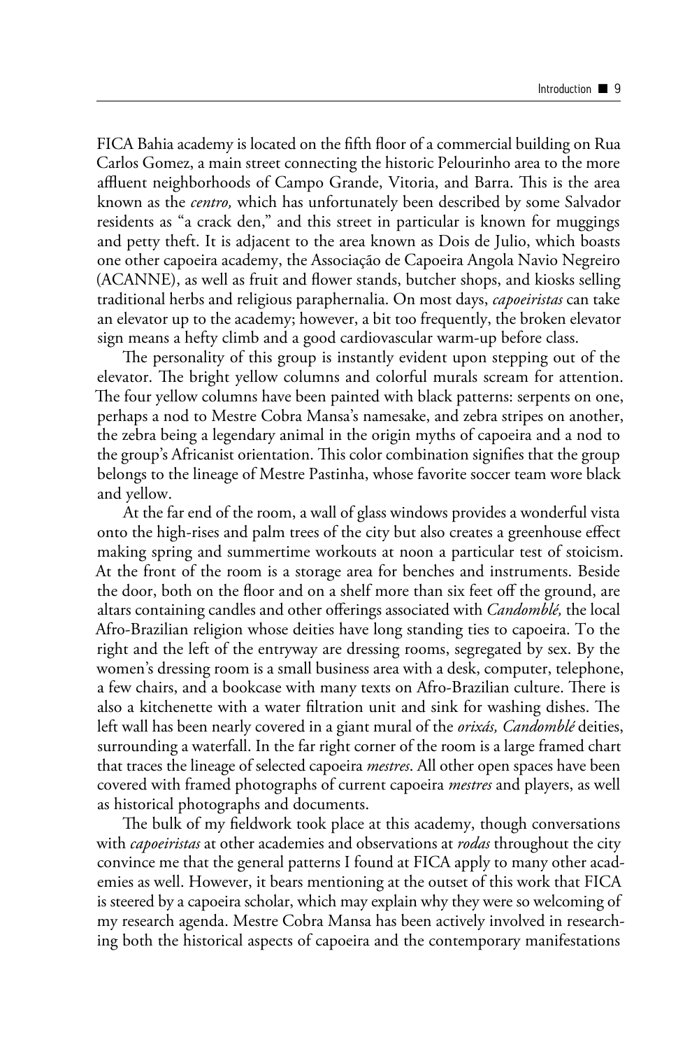FICA Bahia academy is located on the fifth floor of a commercial building on Rua Carlos Gomez, a main street connecting the historic Pelourinho area to the more affluent neighborhoods of Campo Grande, Vitoria, and Barra. This is the area known as the *centro,* which has unfortunately been described by some Salvador residents as "a crack den," and this street in particular is known for muggings and petty theft. It is adjacent to the area known as Dois de Julio, which boasts one other capoeira academy, the Associação de Capoeira Angola Navio Negreiro (ACANNE), as well as fruit and flower stands, butcher shops, and kiosks selling traditional herbs and religious paraphernalia. On most days, *capoeiristas* can take an elevator up to the academy; however, a bit too frequently, the broken elevator sign means a hefty climb and a good cardiovascular warm-up before class.

The personality of this group is instantly evident upon stepping out of the elevator. The bright yellow columns and colorful murals scream for attention. The four yellow columns have been painted with black patterns: serpents on one, perhaps a nod to Mestre Cobra Mansa's namesake, and zebra stripes on another, the zebra being a legendary animal in the origin myths of capoeira and a nod to the group's Africanist orientation. This color combination signifies that the group belongs to the lineage of Mestre Pastinha, whose favorite soccer team wore black and yellow.

At the far end of the room, a wall of glass windows provides a wonderful vista onto the high-rises and palm trees of the city but also creates a greenhouse effect making spring and summertime workouts at noon a particular test of stoicism. At the front of the room is a storage area for benches and instruments. Beside the door, both on the floor and on a shelf more than six feet off the ground, are altars containing candles and other offerings associated with *Candomblé,* the local Afro-Brazilian religion whose deities have long standing ties to capoeira. To the right and the left of the entryway are dressing rooms, segregated by sex. By the women's dressing room is a small business area with a desk, computer, telephone, a few chairs, and a bookcase with many texts on Afro-Brazilian culture. There is also a kitchenette with a water filtration unit and sink for washing dishes. The left wall has been nearly covered in a giant mural of the *orixás, Candomblé* deities, surrounding a waterfall. In the far right corner of the room is a large framed chart that traces the lineage of selected capoeira *mestres*. All other open spaces have been covered with framed photographs of current capoeira *mestres* and players, as well as historical photographs and documents.

The bulk of my fieldwork took place at this academy, though conversations with *capoeiristas* at other academies and observations at *rodas* throughout the city convince me that the general patterns I found at FICA apply to many other academies as well. However, it bears mentioning at the outset of this work that FICA is steered by a capoeira scholar, which may explain why they were so welcoming of my research agenda. Mestre Cobra Mansa has been actively involved in researching both the historical aspects of capoeira and the contemporary manifestations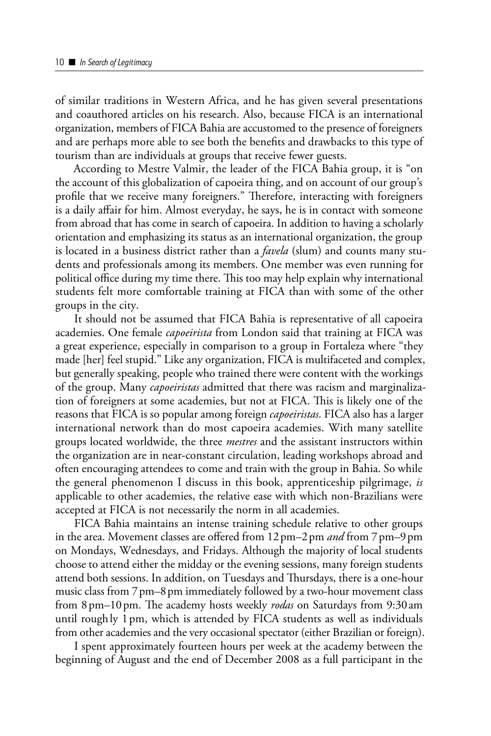of similar traditions in Western Africa, and he has given several presentations and coauthored articles on his research. Also, because FICA is an international organization, members of FICA Bahia are accustomed to the presence of foreigners and are perhaps more able to see both the benefits and drawbacks to this type of tourism than are individuals at groups that receive fewer guests.

According to Mestre Valmir, the leader of the FICA Bahia group, it is "on the account of this globalization of capoeira thing, and on account of our group's profile that we receive many foreigners." Therefore, interacting with foreigners is a daily affair for him. Almost everyday, he says, he is in contact with someone from abroad that has come in search of capoeira. In addition to having a scholarly orientation and emphasizing its status as an international organization, the group is located in a business district rather than a *favela* (slum) and counts many students and professionals among its members. One member was even running for political office during my time there. This too may help explain why international students felt more comfortable training at FICA than with some of the other groups in the city.

It should not be assumed that FICA Bahia is representative of all capoeira academies. One female *capoeirista* from London said that training at FICA was a great experience, especially in comparison to a group in Fortaleza where "they made [her] feel stupid." Like any organization, FICA is multifaceted and complex, but generally speaking, people who trained there were content with the workings of the group. Many *capoeiristas* admitted that there was racism and marginalization of foreigners at some academies, but not at FICA. This is likely one of the reasons that FICA is so popular among foreign *capoeiristas*. FICA also has a larger international network than do most capoeira academies. With many satellite groups located worldwide, the three *mestres* and the assistant instructors within the organization are in near-constant circulation, leading workshops abroad and often encouraging attendees to come and train with the group in Bahia. So while the general phenomenon I discuss in this book, apprenticeship pilgrimage, *is* applicable to other academies, the relative ease with which non-Brazilians were accepted at FICA is not necessarily the norm in all academies.

FICA Bahia maintains an intense training schedule relative to other groups in the area. Movement classes are offered from 12 pm–2 pm *and* from 7 pm–9 pm on Mondays, Wednesdays, and Fridays. Although the majority of local students choose to attend either the midday or the evening sessions, many foreign students attend both sessions. In addition, on Tuesdays and Thursdays, there is a one-hour music class from 7 pm–8 pm immediately followed by a two-hour movement class from 8 pm–10 pm. The academy hosts weekly *rodas* on Saturdays from 9:30 am until roughly 1 pm, which is attended by FICA students as well as individuals from other academies and the very occasional spectator (either Brazilian or foreign).

I spent approximately fourteen hours per week at the academy between the beginning of August and the end of December 2008 as a full participant in the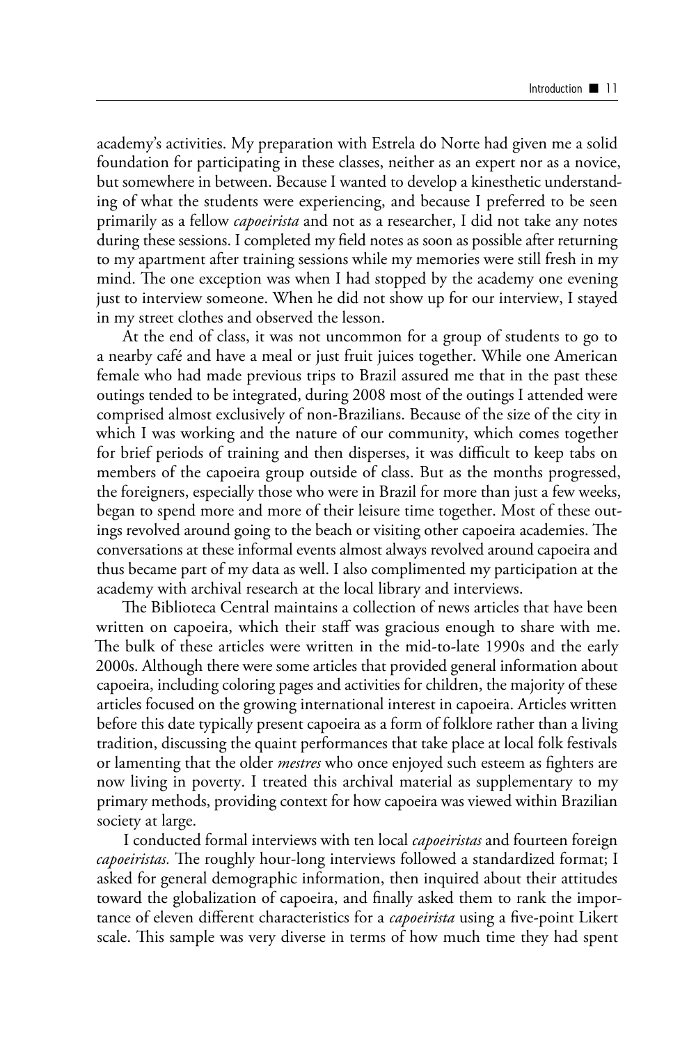academy's activities. My preparation with Estrela do Norte had given me a solid foundation for participating in these classes, neither as an expert nor as a novice, but somewhere in between. Because I wanted to develop a kinesthetic understanding of what the students were experiencing, and because I preferred to be seen primarily as a fellow *capoeirista* and not as a researcher, I did not take any notes during these sessions. I completed my field notes as soon as possible after returning to my apartment after training sessions while my memories were still fresh in my mind. The one exception was when I had stopped by the academy one evening just to interview someone. When he did not show up for our interview, I stayed in my street clothes and observed the lesson.

At the end of class, it was not uncommon for a group of students to go to a nearby café and have a meal or just fruit juices together. While one American female who had made previous trips to Brazil assured me that in the past these outings tended to be integrated, during 2008 most of the outings I attended were comprised almost exclusively of non-Brazilians. Because of the size of the city in which I was working and the nature of our community, which comes together for brief periods of training and then disperses, it was difficult to keep tabs on members of the capoeira group outside of class. But as the months progressed, the foreigners, especially those who were in Brazil for more than just a few weeks, began to spend more and more of their leisure time together. Most of these outings revolved around going to the beach or visiting other capoeira academies. The conversations at these informal events almost always revolved around capoeira and thus became part of my data as well. I also complimented my participation at the academy with archival research at the local library and interviews.

The Biblioteca Central maintains a collection of news articles that have been written on capoeira, which their staff was gracious enough to share with me. The bulk of these articles were written in the mid-to-late 1990s and the early 2000s. Although there were some articles that provided general information about capoeira, including coloring pages and activities for children, the majority of these articles focused on the growing international interest in capoeira. Articles written before this date typically present capoeira as a form of folklore rather than a living tradition, discussing the quaint performances that take place at local folk festivals or lamenting that the older *mestres* who once enjoyed such esteem as fighters are now living in poverty. I treated this archival material as supplementary to my primary methods, providing context for how capoeira was viewed within Brazilian society at large.

I conducted formal interviews with ten local *capoeiristas* and fourteen foreign *capoeiristas.* The roughly hour-long interviews followed a standardized format; I asked for general demographic information, then inquired about their attitudes toward the globalization of capoeira, and finally asked them to rank the importance of eleven different characteristics for a *capoeirista* using a five-point Likert scale. This sample was very diverse in terms of how much time they had spent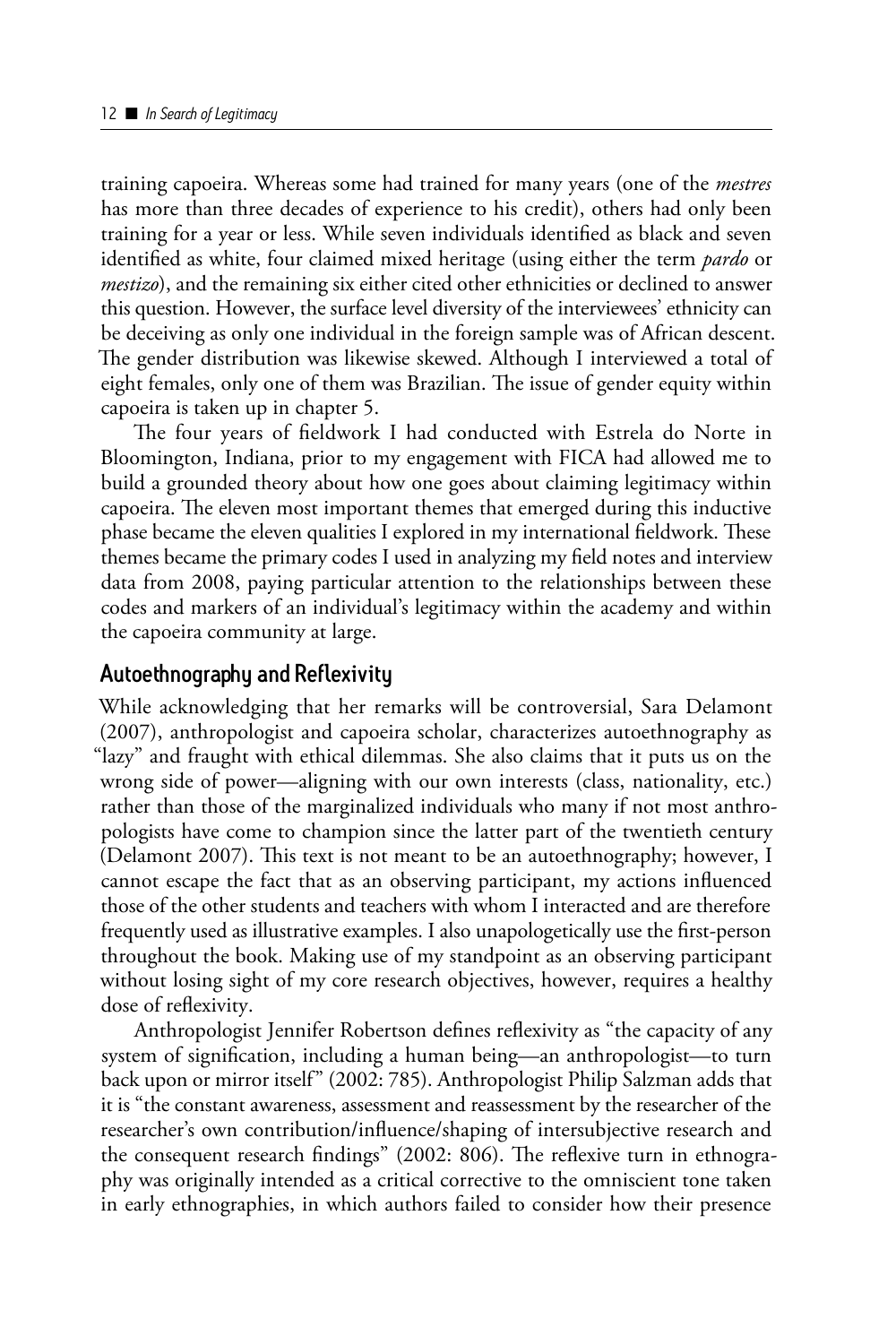training capoeira. Whereas some had trained for many years (one of the *mestres* has more than three decades of experience to his credit), others had only been training for a year or less. While seven individuals identified as black and seven identified as white, four claimed mixed heritage (using either the term *pardo* or *mestizo*), and the remaining six either cited other ethnicities or declined to answer this question. However, the surface level diversity of the interviewees' ethnicity can be deceiving as only one individual in the foreign sample was of African descent. The gender distribution was likewise skewed. Although I interviewed a total of eight females, only one of them was Brazilian. The issue of gender equity within capoeira is taken up in chapter 5.

The four years of fieldwork I had conducted with Estrela do Norte in Bloomington, Indiana, prior to my engagement with FICA had allowed me to build a grounded theory about how one goes about claiming legitimacy within capoeira. The eleven most important themes that emerged during this inductive phase became the eleven qualities I explored in my international fieldwork. These themes became the primary codes I used in analyzing my field notes and interview data from 2008, paying particular attention to the relationships between these codes and markers of an individual's legitimacy within the academy and within the capoeira community at large.

## Autoethnography and Reflexivity

While acknowledging that her remarks will be controversial, Sara Delamont (2007), anthropologist and capoeira scholar, characterizes autoethnography as "lazy" and fraught with ethical dilemmas. She also claims that it puts us on the wrong side of power—aligning with our own interests (class, nationality, etc.) rather than those of the marginalized individuals who many if not most anthropologists have come to champion since the latter part of the twentieth century (Delamont 2007). This text is not meant to be an autoethnography; however, I cannot escape the fact that as an observing participant, my actions influenced those of the other students and teachers with whom I interacted and are therefore frequently used as illustrative examples. I also unapologetically use the first-person throughout the book. Making use of my standpoint as an observing participant without losing sight of my core research objectives, however, requires a healthy dose of reflexivity.

Anthropologist Jennifer Robertson defines reflexivity as "the capacity of any system of signification, including a human being—an anthropologist—to turn back upon or mirror itself" (2002: 785). Anthropologist Philip Salzman adds that it is "the constant awareness, assessment and reassessment by the researcher of the researcher's own contribution/influence/shaping of intersubjective research and the consequent research findings" (2002: 806). The reflexive turn in ethnography was originally intended as a critical corrective to the omniscient tone taken in early ethnographies, in which authors failed to consider how their presence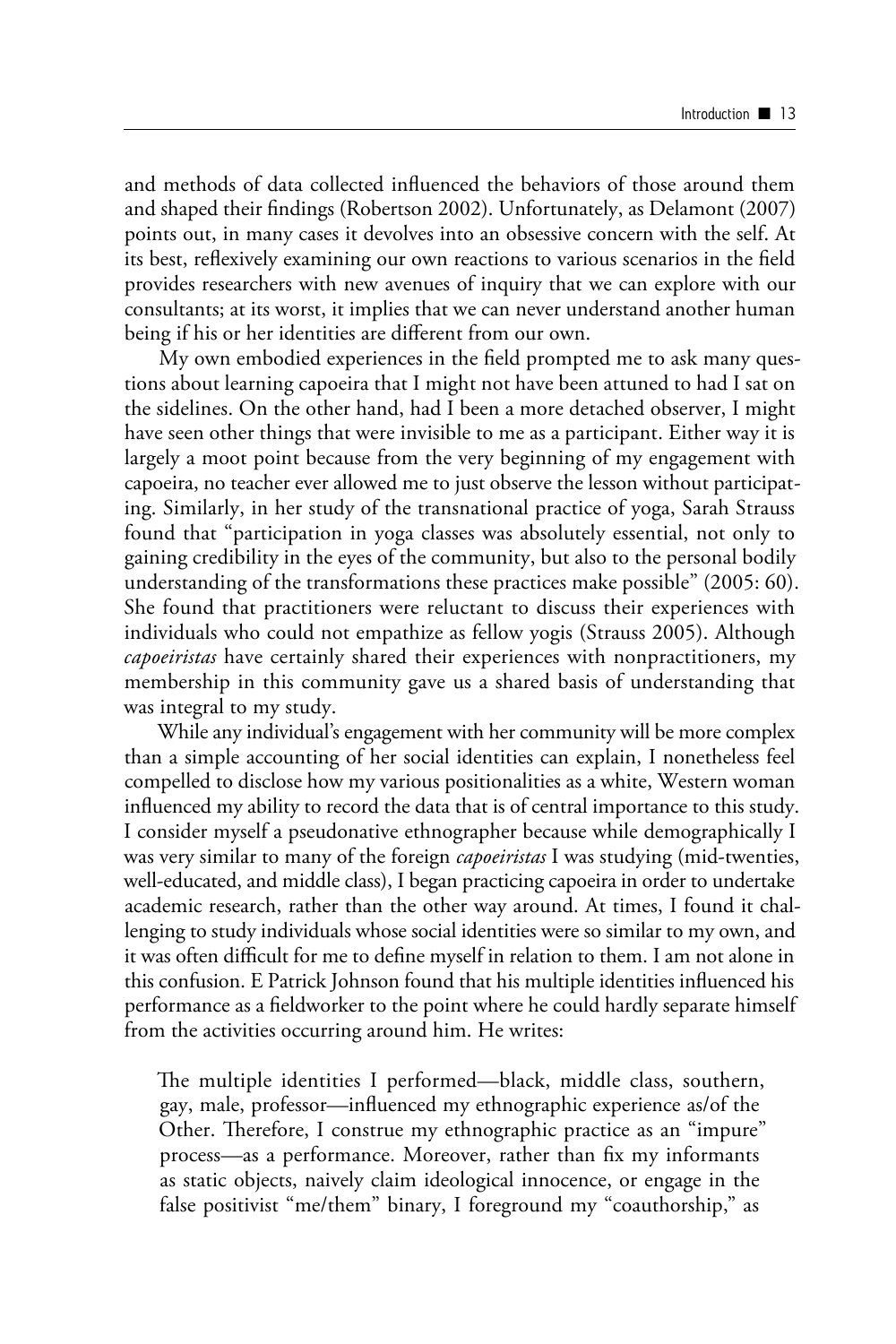and methods of data collected influenced the behaviors of those around them and shaped their findings (Robertson 2002). Unfortunately, as Delamont (2007) points out, in many cases it devolves into an obsessive concern with the self. At its best, reflexively examining our own reactions to various scenarios in the field provides researchers with new avenues of inquiry that we can explore with our consultants; at its worst, it implies that we can never understand another human being if his or her identities are different from our own.

My own embodied experiences in the field prompted me to ask many questions about learning capoeira that I might not have been attuned to had I sat on the sidelines. On the other hand, had I been a more detached observer, I might have seen other things that were invisible to me as a participant. Either way it is largely a moot point because from the very beginning of my engagement with capoeira, no teacher ever allowed me to just observe the lesson without participating. Similarly, in her study of the transnational practice of yoga, Sarah Strauss found that "participation in yoga classes was absolutely essential, not only to gaining credibility in the eyes of the community, but also to the personal bodily understanding of the transformations these practices make possible" (2005: 60). She found that practitioners were reluctant to discuss their experiences with individuals who could not empathize as fellow yogis (Strauss 2005). Although *capoeiristas* have certainly shared their experiences with nonpractitioners, my membership in this community gave us a shared basis of understanding that was integral to my study.

While any individual's engagement with her community will be more complex than a simple accounting of her social identities can explain, I nonetheless feel compelled to disclose how my various positionalities as a white, Western woman influenced my ability to record the data that is of central importance to this study. I consider myself a pseudonative ethnographer because while demographically I was very similar to many of the foreign *capoeiristas* I was studying (mid-twenties, well-educated, and middle class), I began practicing capoeira in order to undertake academic research, rather than the other way around. At times, I found it challenging to study individuals whose social identities were so similar to my own, and it was often difficult for me to define myself in relation to them. I am not alone in this confusion. E Patrick Johnson found that his multiple identities influenced his performance as a fieldworker to the point where he could hardly separate himself from the activities occurring around him. He writes:

> The multiple identities I performed—black, middle class, southern, gay, male, professor—influenced my ethnographic experience as/of the Other. Therefore, I construe my ethnographic practice as an "impure" process—as a performance. Moreover, rather than fix my informants as static objects, naively claim ideological innocence, or engage in the false positivist "me/them" binary, I foreground my "coauthorship," as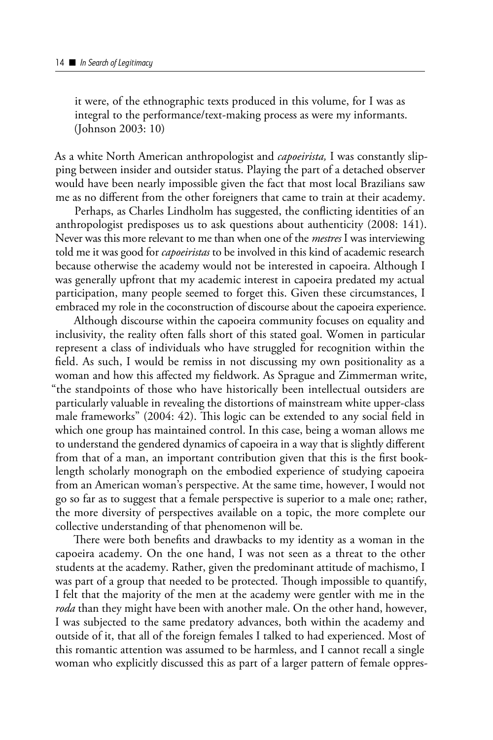> it were, of the ethnographic texts produced in this volume, for I was as integral to the performance/text-making process as were my informants. (Johnson 2003: 10)

As a white North American anthropologist and *capoeirista,* I was constantly slipping between insider and outsider status. Playing the part of a detached observer would have been nearly impossible given the fact that most local Brazilians saw me as no different from the other foreigners that came to train at their academy.

Perhaps, as Charles Lindholm has suggested, the conflicting identities of an anthropologist predisposes us to ask questions about authenticity (2008: 141). Never was this more relevant to me than when one of the *mestres* I was interviewing told me it was good for *capoeiristas* to be involved in this kind of academic research because otherwise the academy would not be interested in capoeira. Although I was generally upfront that my academic interest in capoeira predated my actual participation, many people seemed to forget this. Given these circumstances, I embraced my role in the coconstruction of discourse about the capoeira experience.

Although discourse within the capoeira community focuses on equality and inclusivity, the reality often falls short of this stated goal. Women in particular represent a class of individuals who have struggled for recognition within the field. As such, I would be remiss in not discussing my own positionality as a woman and how this affected my fieldwork. As Sprague and Zimmerman write, "the standpoints of those who have historically been intellectual outsiders are particularly valuable in revealing the distortions of mainstream white upper-class male frameworks" (2004: 42). This logic can be extended to any social field in which one group has maintained control. In this case, being a woman allows me to understand the gendered dynamics of capoeira in a way that is slightly different from that of a man, an important contribution given that this is the first book-length scholarly monograph on the embodied experience of studying capoeira from an American woman's perspective. At the same time, however, I would not go so far as to suggest that a female perspective is superior to a male one; rather, the more diversity of perspectives available on a topic, the more complete our collective understanding of that phenomenon will be.

There were both benefits and drawbacks to my identity as a woman in the capoeira academy. On the one hand, I was not seen as a threat to the other students at the academy. Rather, given the predominant attitude of machismo, I was part of a group that needed to be protected. Though impossible to quantify, I felt that the majority of the men at the academy were gentler with me in the *roda* than they might have been with another male. On the other hand, however, I was subjected to the same predatory advances, both within the academy and outside of it, that all of the foreign females I talked to had experienced. Most of this romantic attention was assumed to be harmless, and I cannot recall a single woman who explicitly discussed this as part of a larger pattern of female oppres-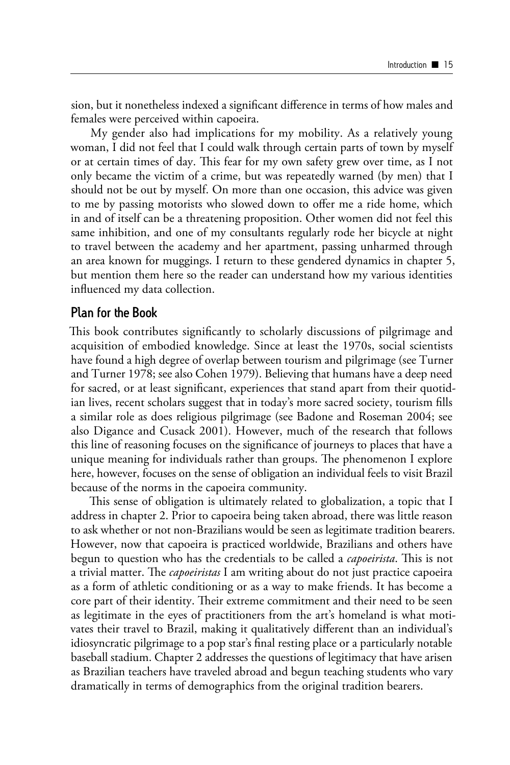sion, but it nonetheless indexed a significant difference in terms of how males and females were perceived within capoeira.

My gender also had implications for my mobility. As a relatively young woman, I did not feel that I could walk through certain parts of town by myself or at certain times of day. This fear for my own safety grew over time, as I not only became the victim of a crime, but was repeatedly warned (by men) that I should not be out by myself. On more than one occasion, this advice was given to me by passing motorists who slowed down to offer me a ride home, which in and of itself can be a threatening proposition. Other women did not feel this same inhibition, and one of my consultants regularly rode her bicycle at night to travel between the academy and her apartment, passing unharmed through an area known for muggings. I return to these gendered dynamics in chapter 5, but mention them here so the reader can understand how my various identities influenced my data collection.

## Plan for the Book

This book contributes significantly to scholarly discussions of pilgrimage and acquisition of embodied knowledge. Since at least the 1970s, social scientists have found a high degree of overlap between tourism and pilgrimage (see Turner and Turner 1978; see also Cohen 1979). Believing that humans have a deep need for sacred, or at least significant, experiences that stand apart from their quotidian lives, recent scholars suggest that in today's more sacred society, tourism fills a similar role as does religious pilgrimage (see Badone and Roseman 2004; see also Digance and Cusack 2001). However, much of the research that follows this line of reasoning focuses on the significance of journeys to places that have a unique meaning for individuals rather than groups. The phenomenon I explore here, however, focuses on the sense of obligation an individual feels to visit Brazil because of the norms in the capoeira community.

This sense of obligation is ultimately related to globalization, a topic that I address in chapter 2. Prior to capoeira being taken abroad, there was little reason to ask whether or not non-Brazilians would be seen as legitimate tradition bearers. However, now that capoeira is practiced worldwide, Brazilians and others have begun to question who has the credentials to be called a *capoeirista*. This is not a trivial matter. The *capoeiristas* I am writing about do not just practice capoeira as a form of athletic conditioning or as a way to make friends. It has become a core part of their identity. Their extreme commitment and their need to be seen as legitimate in the eyes of practitioners from the art's homeland is what motivates their travel to Brazil, making it qualitatively different than an individual's idiosyncratic pilgrimage to a pop star's final resting place or a particularly notable baseball stadium. Chapter 2 addresses the questions of legitimacy that have arisen as Brazilian teachers have traveled abroad and begun teaching students who vary dramatically in terms of demographics from the original tradition bearers.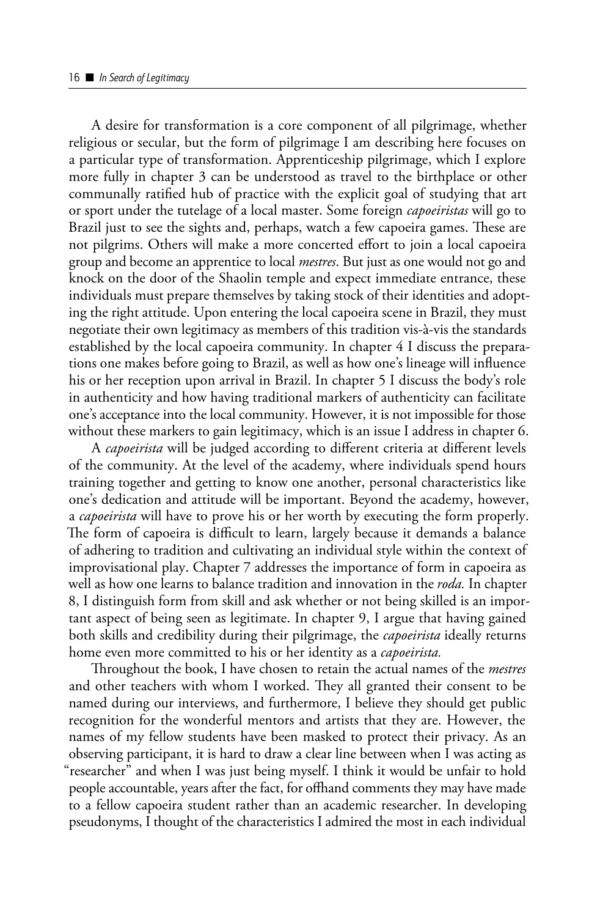A desire for transformation is a core component of all pilgrimage, whether religious or secular, but the form of pilgrimage I am describing here focuses on a particular type of transformation. Apprenticeship pilgrimage, which I explore more fully in chapter 3 can be understood as travel to the birthplace or other communally ratified hub of practice with the explicit goal of studying that art or sport under the tutelage of a local master. Some foreign *capoeiristas* will go to Brazil just to see the sights and, perhaps, watch a few capoeira games. These are not pilgrims. Others will make a more concerted effort to join a local capoeira group and become an apprentice to local *mestres*. But just as one would not go and knock on the door of the Shaolin temple and expect immediate entrance, these individuals must prepare themselves by taking stock of their identities and adopting the right attitude. Upon entering the local capoeira scene in Brazil, they must negotiate their own legitimacy as members of this tradition vis-à-vis the standards established by the local capoeira community. In chapter 4 I discuss the preparations one makes before going to Brazil, as well as how one's lineage will influence his or her reception upon arrival in Brazil. In chapter 5 I discuss the body's role in authenticity and how having traditional markers of authenticity can facilitate one's acceptance into the local community. However, it is not impossible for those without these markers to gain legitimacy, which is an issue I address in chapter 6.

A *capoeirista* will be judged according to different criteria at different levels of the community. At the level of the academy, where individuals spend hours training together and getting to know one another, personal characteristics like one's dedication and attitude will be important. Beyond the academy, however, a *capoeirista* will have to prove his or her worth by executing the form properly. The form of capoeira is difficult to learn, largely because it demands a balance of adhering to tradition and cultivating an individual style within the context of improvisational play. Chapter 7 addresses the importance of form in capoeira as well as how one learns to balance tradition and innovation in the *roda.* In chapter 8, I distinguish form from skill and ask whether or not being skilled is an important aspect of being seen as legitimate. In chapter 9, I argue that having gained both skills and credibility during their pilgrimage, the *capoeirista* ideally returns home even more committed to his or her identity as a *capoeirista.*

Throughout the book, I have chosen to retain the actual names of the *mestres* and other teachers with whom I worked. They all granted their consent to be named during our interviews, and furthermore, I believe they should get public recognition for the wonderful mentors and artists that they are. However, the names of my fellow students have been masked to protect their privacy. As an observing participant, it is hard to draw a clear line between when I was acting as "researcher" and when I was just being myself. I think it would be unfair to hold people accountable, years after the fact, for offhand comments they may have made to a fellow capoeira student rather than an academic researcher. In developing pseudonyms, I thought of the characteristics I admired the most in each individual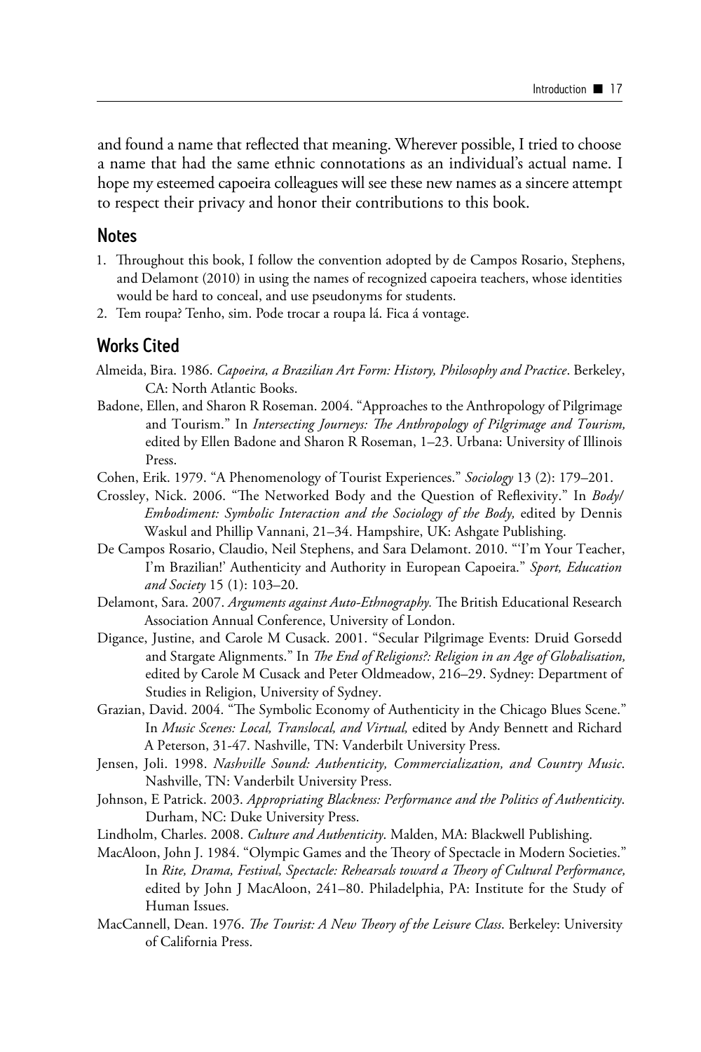and found a name that reflected that meaning. Wherever possible, I tried to choose a name that had the same ethnic connotations as an individual's actual name. I hope my esteemed capoeira colleagues will see these new names as a sincere attempt to respect their privacy and honor their contributions to this book.

## Notes

1. Throughout this book, I follow the convention adopted by de Campos Rosario, Stephens, and Delamont (2010) in using the names of recognized capoeira teachers, whose identities would be hard to conceal, and use pseudonyms for students.
2. Tem roupa? Tenho, sim. Pode trocar a roupa lá. Fica á vontage.

## Works Cited

Almeida, Bira. 1986. *Capoeira, a Brazilian Art Form: History, Philosophy and Practice*. Berkeley, CA: North Atlantic Books.

Badone, Ellen, and Sharon R Roseman. 2004. "Approaches to the Anthropology of Pilgrimage and Tourism." In *Intersecting Journeys: The Anthropology of Pilgrimage and Tourism,* edited by Ellen Badone and Sharon R Roseman, 1–23. Urbana: University of Illinois Press.

Cohen, Erik. 1979. "A Phenomenology of Tourist Experiences." *Sociology* 13 (2): 179–201.

Crossley, Nick. 2006. "The Networked Body and the Question of Reflexivity." In *Body/Embodiment: Symbolic Interaction and the Sociology of the Body,* edited by Dennis Waskul and Phillip Vannani, 21–34. Hampshire, UK: Ashgate Publishing.

De Campos Rosario, Claudio, Neil Stephens, and Sara Delamont. 2010. "'I'm Your Teacher, I'm Brazilian!' Authenticity and Authority in European Capoeira." *Sport, Education and Society* 15 (1): 103–20.

Delamont, Sara. 2007. *Arguments against Auto-Ethnography.* The British Educational Research Association Annual Conference, University of London.

Digance, Justine, and Carole M Cusack. 2001. "Secular Pilgrimage Events: Druid Gorsedd and Stargate Alignments." In *The End of Religions?: Religion in an Age of Globalisation,* edited by Carole M Cusack and Peter Oldmeadow, 216–29. Sydney: Department of Studies in Religion, University of Sydney.

Grazian, David. 2004. "The Symbolic Economy of Authenticity in the Chicago Blues Scene." In *Music Scenes: Local, Translocal, and Virtual,* edited by Andy Bennett and Richard A Peterson, 31-47. Nashville, TN: Vanderbilt University Press.

Jensen, Joli. 1998. *Nashville Sound: Authenticity, Commercialization, and Country Music*. Nashville, TN: Vanderbilt University Press.

Johnson, E Patrick. 2003. *Appropriating Blackness: Performance and the Politics of Authenticity*. Durham, NC: Duke University Press.

Lindholm, Charles. 2008. *Culture and Authenticity*. Malden, MA: Blackwell Publishing.

MacAloon, John J. 1984. "Olympic Games and the Theory of Spectacle in Modern Societies." In *Rite, Drama, Festival, Spectacle: Rehearsals toward a Theory of Cultural Performance,* edited by John J MacAloon, 241–80. Philadelphia, PA: Institute for the Study of Human Issues.

MacCannell, Dean. 1976. *The Tourist: A New Theory of the Leisure Class*. Berkeley: University of California Press.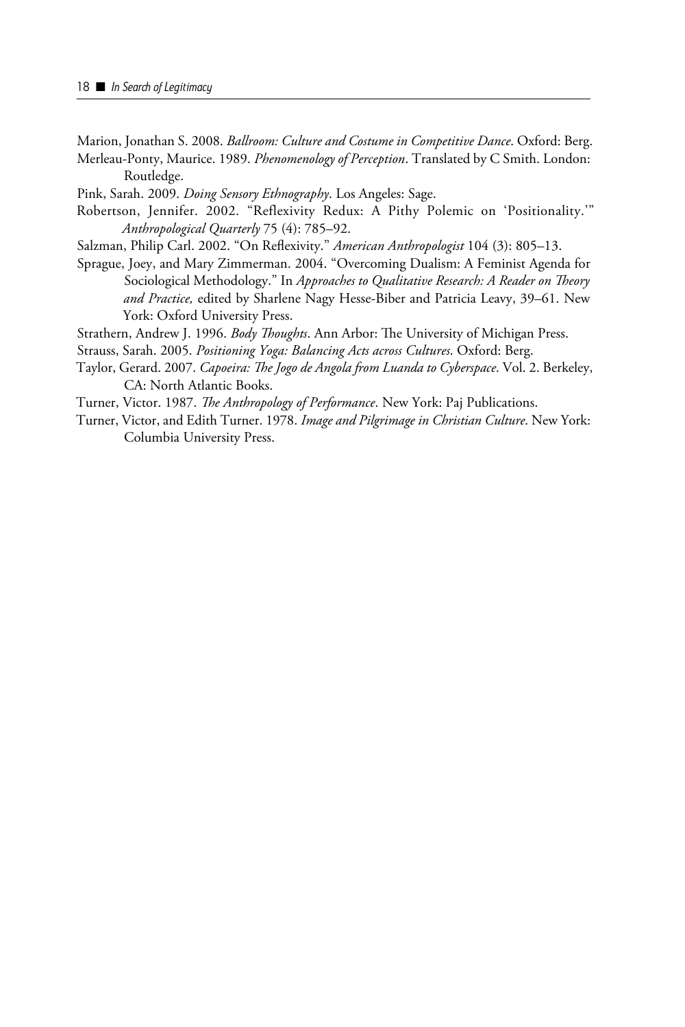Marion, Jonathan S. 2008. *Ballroom: Culture and Costume in Competitive Dance*. Oxford: Berg.

Merleau-Ponty, Maurice. 1989. *Phenomenology of Perception*. Translated by C Smith. London: Routledge.

Pink, Sarah. 2009. *Doing Sensory Ethnography*. Los Angeles: Sage.

Robertson, Jennifer. 2002. "Reflexivity Redux: A Pithy Polemic on 'Positionality.'" *Anthropological Quarterly* 75 (4): 785–92.

Salzman, Philip Carl. 2002. "On Reflexivity." *American Anthropologist* 104 (3): 805–13.

Sprague, Joey, and Mary Zimmerman. 2004. "Overcoming Dualism: A Feminist Agenda for Sociological Methodology." In *Approaches to Qualitative Research: A Reader on Theory and Practice,* edited by Sharlene Nagy Hesse-Biber and Patricia Leavy, 39–61. New York: Oxford University Press.

Strathern, Andrew J. 1996. *Body Thoughts*. Ann Arbor: The University of Michigan Press.

Strauss, Sarah. 2005. *Positioning Yoga: Balancing Acts across Cultures*. Oxford: Berg.

Taylor, Gerard. 2007. *Capoeira: The Jogo de Angola from Luanda to Cyberspace*. Vol. 2. Berkeley, CA: North Atlantic Books.

Turner, Victor. 1987. *The Anthropology of Performance*. New York: Paj Publications.

Turner, Victor, and Edith Turner. 1978. *Image and Pilgrimage in Christian Culture*. New York: Columbia University Press.